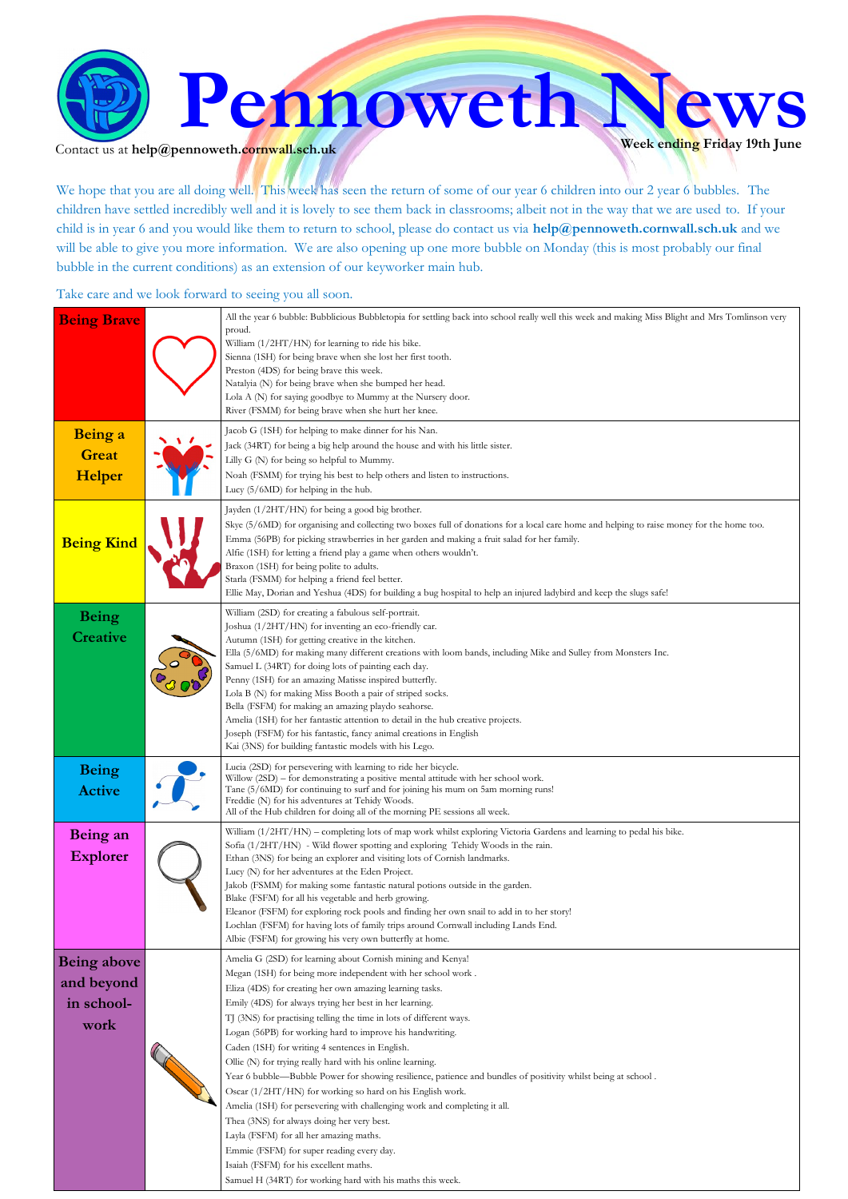# Pennoweth News

Contact us at **help@pennoweth.cornwall.sch.uk**

**Week ending Friday 19th June**

We hope that you are all doing well. This week has seen the return of some of our year 6 children into our 2 year 6 bubbles. The children have settled incredibly well and it is lovely to see them back in classrooms; albeit not in the way that we are used to. If your child is in year 6 and you would like them to return to school, please do contact us via **help@pennoweth.cornwall.sch.uk** and we will be able to give you more information. We are also opening up one more bubble on Monday (this is most probably our final bubble in the current conditions) as an extension of our keyworker main hub.

Take care and we look forward to seeing you all soon.

| Category | | Awards |
|---|---|---|
| **Being Brave** | | All the year 6 bubble: Bubblicious Bubbletopia for settling back into school really well this week and making Miss Blight and Mrs Tomlinson very proud.<br>William (1/2HT/HN) for learning to ride his bike.<br>Sienna (1SH) for being brave when she lost her first tooth.<br>Preston (4DS) for being brave this week.<br>Natalyia (N) for being brave when she bumped her head.<br>Lola A (N) for saying goodbye to Mummy at the Nursery door.<br>River (FSMM) for being brave when she hurt her knee. |
| **Being a Great Helper** | | Jacob G (1SH) for helping to make dinner for his Nan.<br>Jack (34RT) for being a big help around the house and with his little sister.<br>Lilly G (N) for being so helpful to Mummy.<br>Noah (FSMM) for trying his best to help others and listen to instructions.<br>Lucy (5/6MD) for helping in the hub. |
| **Being Kind** | | Jayden (1/2HT/HN) for being a good big brother.<br>Skye (5/6MD) for organising and collecting two boxes full of donations for a local care home and helping to raise money for the home too.<br>Emma (56PB) for picking strawberries in her garden and making a fruit salad for her family.<br>Alfie (1SH) for letting a friend play a game when others wouldn't.<br>Braxon (1SH) for being polite to adults.<br>Starla (FSMM) for helping a friend feel better.<br>Ellie May, Dorian and Yeshua (4DS) for building a bug hospital to help an injured ladybird and keep the slugs safe! |
| **Being Creative** | | William (2SD) for creating a fabulous self-portrait.<br>Joshua (1/2HT/HN) for inventing an eco-friendly car.<br>Autumn (1SH) for getting creative in the kitchen.<br>Ella (5/6MD) for making many different creations with loom bands, including Mike and Sulley from Monsters Inc.<br>Samuel L (34RT) for doing lots of painting each day.<br>Penny (1SH) for an amazing Matisse inspired butterfly.<br>Lola B (N) for making Miss Booth a pair of striped socks.<br>Bella (FSFM) for making an amazing playdo seahorse.<br>Amelia (1SH) for her fantastic attention to detail in the hub creative projects.<br>Joseph (FSFM) for his fantastic, fancy animal creations in English<br>Kai (3NS) for building fantastic models with his Lego. |
| **Being Active** | | Lucia (2SD) for persevering with learning to ride her bicycle.<br>Willow (2SD) – for demonstrating a positive mental attitude with her school work.<br>Tane (5/6MD) for continuing to surf and for joining his mum on 5am morning runs!<br>Freddie (N) for his adventures at Tehidy Woods.<br>All of the Hub children for doing all of the morning PE sessions all week. |
| **Being an Explorer** | | William (1/2HT/HN) – completing lots of map work whilst exploring Victoria Gardens and learning to pedal his bike.<br>Sofia (1/2HT/HN) - Wild flower spotting and exploring Tehidy Woods in the rain.<br>Ethan (3NS) for being an explorer and visiting lots of Cornish landmarks.<br>Lucy (N) for her adventures at the Eden Project.<br>Jakob (FSMM) for making some fantastic natural potions outside in the garden.<br>Blake (FSFM) for all his vegetable and herb growing.<br>Eleanor (FSFM) for exploring rock pools and finding her own snail to add in to her story!<br>Lochlan (FSFM) for having lots of family trips around Cornwall including Lands End.<br>Albie (FSFM) for growing his very own butterfly at home. |
| **Being above and beyond in school-work** | | Amelia G (2SD) for learning about Cornish mining and Kenya!<br>Megan (1SH) for being more independent with her school work .<br>Eliza (4DS) for creating her own amazing learning tasks.<br>Emily (4DS) for always trying her best in her learning.<br>TJ (3NS) for practising telling the time in lots of different ways.<br>Logan (56PB) for working hard to improve his handwriting.<br>Caden (1SH) for writing 4 sentences in English.<br>Ollie (N) for trying really hard with his online learning.<br>Year 6 bubble—Bubble Power for showing resilience, patience and bundles of positivity whilst being at school .<br>Oscar (1/2HT/HN) for working so hard on his English work.<br>Amelia (1SH) for persevering with challenging work and completing it all.<br>Thea (3NS) for always doing her very best.<br>Layla (FSFM) for all her amazing maths.<br>Emmie (FSFM) for super reading every day.<br>Isaiah (FSFM) for his excellent maths.<br>Samuel H (34RT) for working hard with his maths this week. |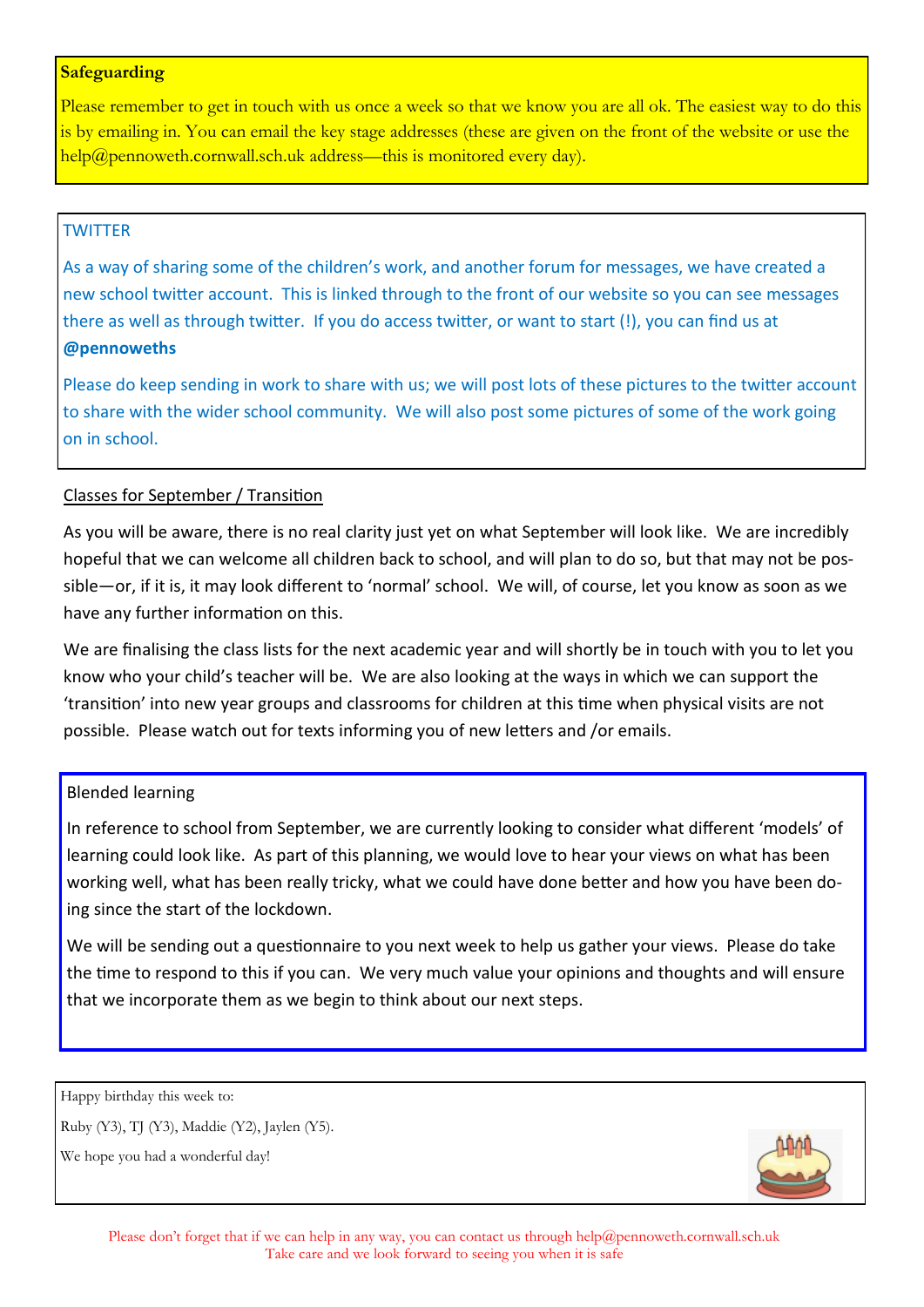**Safeguarding**

Please remember to get in touch with us once a week so that we know you are all ok. The easiest way to do this is by emailing in. You can email the key stage addresses (these are given on the front of the website or use the help@pennoweth.cornwall.sch.uk address—this is monitored every day).

TWITTER

As a way of sharing some of the children's work, and another forum for messages, we have created a new school twitter account. This is linked through to the front of our website so you can see messages there as well as through twitter. If you do access twitter, or want to start (!), you can find us at **@pennoweths**

Please do keep sending in work to share with us; we will post lots of these pictures to the twitter account to share with the wider school community. We will also post some pictures of some of the work going on in school.

Classes for September / Transition

As you will be aware, there is no real clarity just yet on what September will look like. We are incredibly hopeful that we can welcome all children back to school, and will plan to do so, but that may not be possible—or, if it is, it may look different to 'normal' school. We will, of course, let you know as soon as we have any further information on this.

We are finalising the class lists for the next academic year and will shortly be in touch with you to let you know who your child's teacher will be. We are also looking at the ways in which we can support the 'transition' into new year groups and classrooms for children at this time when physical visits are not possible. Please watch out for texts informing you of new letters and /or emails.

Blended learning

In reference to school from September, we are currently looking to consider what different 'models' of learning could look like. As part of this planning, we would love to hear your views on what has been working well, what has been really tricky, what we could have done better and how you have been doing since the start of the lockdown.

We will be sending out a questionnaire to you next week to help us gather your views. Please do take the time to respond to this if you can. We very much value your opinions and thoughts and will ensure that we incorporate them as we begin to think about our next steps.

Happy birthday this week to:

Ruby (Y3), TJ (Y3), Maddie (Y2), Jaylen (Y5).

We hope you had a wonderful day!

Please don't forget that if we can help in any way, you can contact us through help@pennoweth.cornwall.sch.uk
Take care and we look forward to seeing you when it is safe